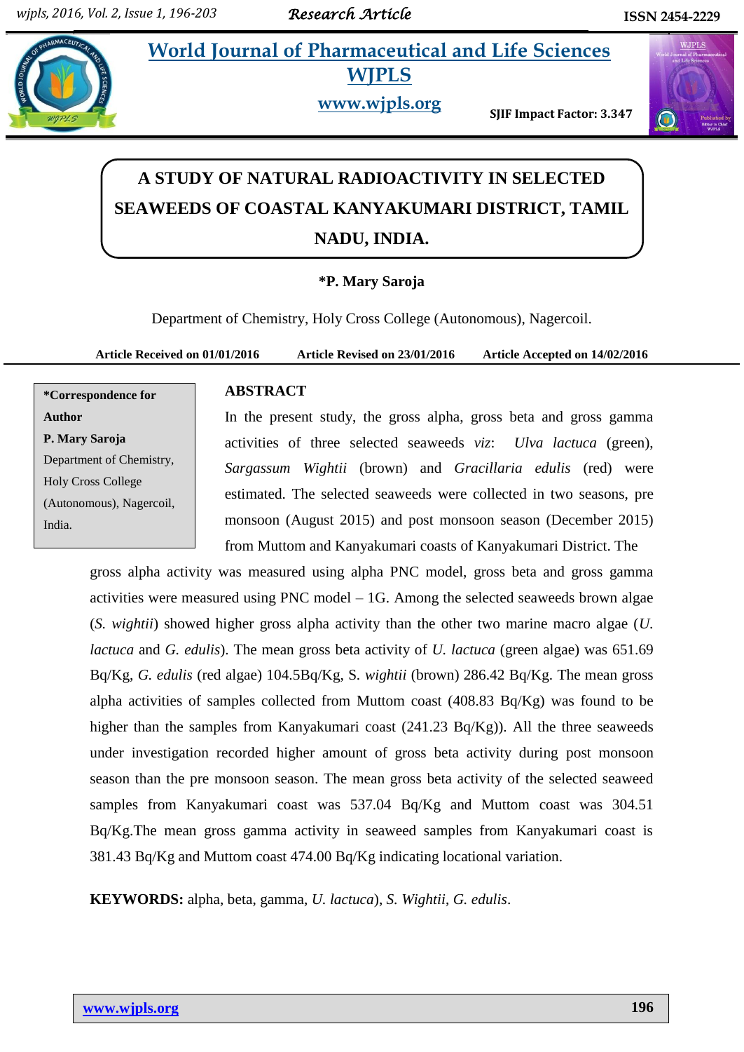# A STUDY OF NATURAL RADIOACTIVITY IN SELECTED SEAWEEDS OF COASTAL KANYAKUMARI DISTRICT, TAMIL NADU, INDIA.

**\*P. Mary Saroja**

Department of Chemistry, Holy Cross College (Autonomous), Nagercoil.

**Article Received on 01/01/2016 Article Revised on 23/01/2016 Article Accepted on 14/02/2016**

**\*Correspondence for Author**
**P. Mary Saroja**
Department of Chemistry, Holy Cross College (Autonomous), Nagercoil, India.

## ABSTRACT

In the present study, the gross alpha, gross beta and gross gamma activities of three selected seaweeds *viz*: *Ulva lactuca* (green), *Sargassum Wightii* (brown) and *Gracillaria edulis* (red) were estimated. The selected seaweeds were collected in two seasons, pre monsoon (August 2015) and post monsoon season (December 2015) from Muttom and Kanyakumari coasts of Kanyakumari District. The gross alpha activity was measured using alpha PNC model, gross beta and gross gamma activities were measured using PNC model – 1G. Among the selected seaweeds brown algae (*S. wightii*) showed higher gross alpha activity than the other two marine macro algae (*U. lactuca* and *G. edulis*). The mean gross beta activity of *U. lactuca* (green algae) was 651.69 Bq/Kg, *G. edulis* (red algae) 104.5Bq/Kg, S. *wightii* (brown) 286.42 Bq/Kg. The mean gross alpha activities of samples collected from Muttom coast (408.83 Bq/Kg) was found to be higher than the samples from Kanyakumari coast (241.23 Bq/Kg)). All the three seaweeds under investigation recorded higher amount of gross beta activity during post monsoon season than the pre monsoon season. The mean gross beta activity of the selected seaweed samples from Kanyakumari coast was 537.04 Bq/Kg and Muttom coast was 304.51 Bq/Kg.The mean gross gamma activity in seaweed samples from Kanyakumari coast is 381.43 Bq/Kg and Muttom coast 474.00 Bq/Kg indicating locational variation.

**KEYWORDS:** alpha, beta, gamma, *U. lactuca*), *S. Wightii*, *G. edulis*.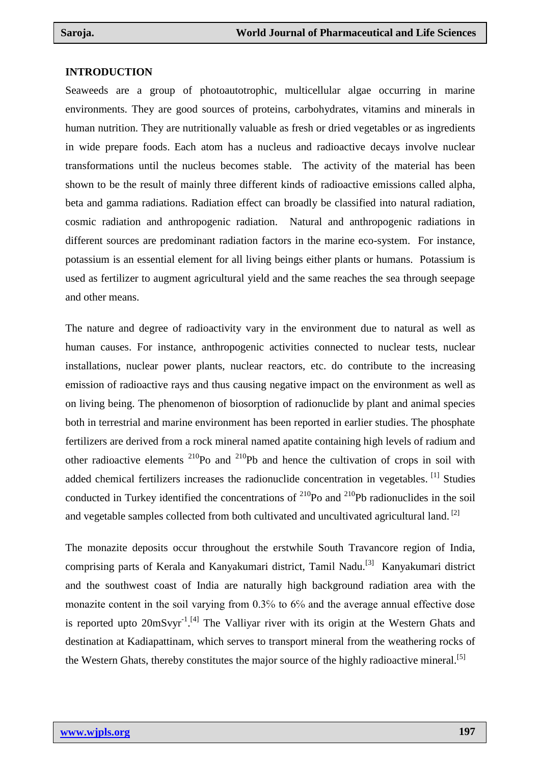## INTRODUCTION

Seaweeds are a group of photoautotrophic, multicellular algae occurring in marine environments. They are good sources of proteins, carbohydrates, vitamins and minerals in human nutrition. They are nutritionally valuable as fresh or dried vegetables or as ingredients in wide prepare foods. Each atom has a nucleus and radioactive decays involve nuclear transformations until the nucleus becomes stable. The activity of the material has been shown to be the result of mainly three different kinds of radioactive emissions called alpha, beta and gamma radiations. Radiation effect can broadly be classified into natural radiation, cosmic radiation and anthropogenic radiation. Natural and anthropogenic radiations in different sources are predominant radiation factors in the marine eco-system. For instance, potassium is an essential element for all living beings either plants or humans. Potassium is used as fertilizer to augment agricultural yield and the same reaches the sea through seepage and other means.

The nature and degree of radioactivity vary in the environment due to natural as well as human causes. For instance, anthropogenic activities connected to nuclear tests, nuclear installations, nuclear power plants, nuclear reactors, etc. do contribute to the increasing emission of radioactive rays and thus causing negative impact on the environment as well as on living being. The phenomenon of biosorption of radionuclide by plant and animal species both in terrestrial and marine environment has been reported in earlier studies. The phosphate fertilizers are derived from a rock mineral named apatite containing high levels of radium and other radioactive elements $^{210}$Po and $^{210}$Pb and hence the cultivation of crops in soil with added chemical fertilizers increases the radionuclide concentration in vegetables. [1] Studies conducted in Turkey identified the concentrations of $^{210}$Po and $^{210}$Pb radionuclides in the soil and vegetable samples collected from both cultivated and uncultivated agricultural land. [2]

The monazite deposits occur throughout the erstwhile South Travancore region of India, comprising parts of Kerala and Kanyakumari district, Tamil Nadu.[3] Kanyakumari district and the southwest coast of India are naturally high background radiation area with the monazite content in the soil varying from 0.3% to 6% and the average annual effective dose is reported upto 20mSvyr$^{-1}$.[4] The Valliyar river with its origin at the Western Ghats and destination at Kadiapattinam, which serves to transport mineral from the weathering rocks of the Western Ghats, thereby constitutes the major source of the highly radioactive mineral.[5]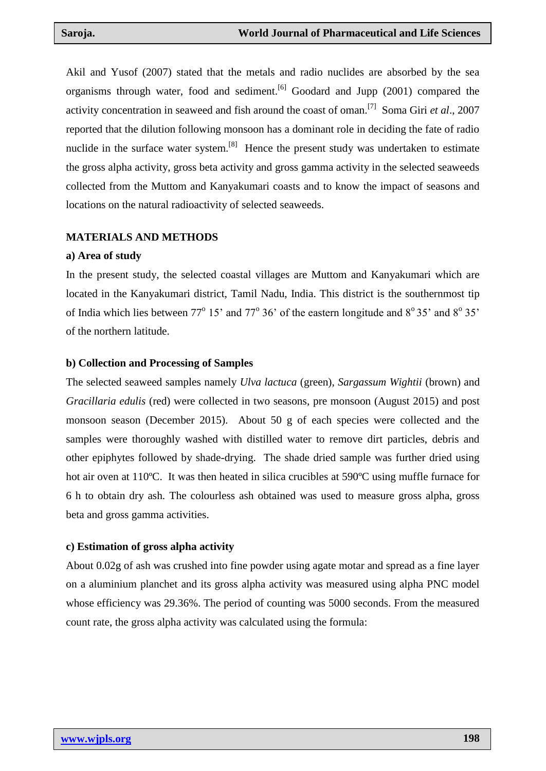Akil and Yusof (2007) stated that the metals and radio nuclides are absorbed by the sea organisms through water, food and sediment.[6] Goodard and Jupp (2001) compared the activity concentration in seaweed and fish around the coast of oman.[7] Soma Giri *et al*., 2007 reported that the dilution following monsoon has a dominant role in deciding the fate of radio nuclide in the surface water system.[8] Hence the present study was undertaken to estimate the gross alpha activity, gross beta activity and gross gamma activity in the selected seaweeds collected from the Muttom and Kanyakumari coasts and to know the impact of seasons and locations on the natural radioactivity of selected seaweeds.

## MATERIALS AND METHODS

### a) Area of study

In the present study, the selected coastal villages are Muttom and Kanyakumari which are located in the Kanyakumari district, Tamil Nadu, India. This district is the southernmost tip of India which lies between 77$^{o}$ 15' and 77$^{o}$ 36' of the eastern longitude and 8$^{o}$ 35' and 8$^{o}$ 35' of the northern latitude.

### b) Collection and Processing of Samples

The selected seaweed samples namely *Ulva lactuca* (green), *Sargassum Wightii* (brown) and *Gracillaria edulis* (red) were collected in two seasons, pre monsoon (August 2015) and post monsoon season (December 2015). About 50 g of each species were collected and the samples were thoroughly washed with distilled water to remove dirt particles, debris and other epiphytes followed by shade-drying. The shade dried sample was further dried using hot air oven at 110ºC. It was then heated in silica crucibles at 590ºC using muffle furnace for 6 h to obtain dry ash. The colourless ash obtained was used to measure gross alpha, gross beta and gross gamma activities.

### c) Estimation of gross alpha activity

About 0.02g of ash was crushed into fine powder using agate motar and spread as a fine layer on a aluminium planchet and its gross alpha activity was measured using alpha PNC model whose efficiency was 29.36%. The period of counting was 5000 seconds. From the measured count rate, the gross alpha activity was calculated using the formula: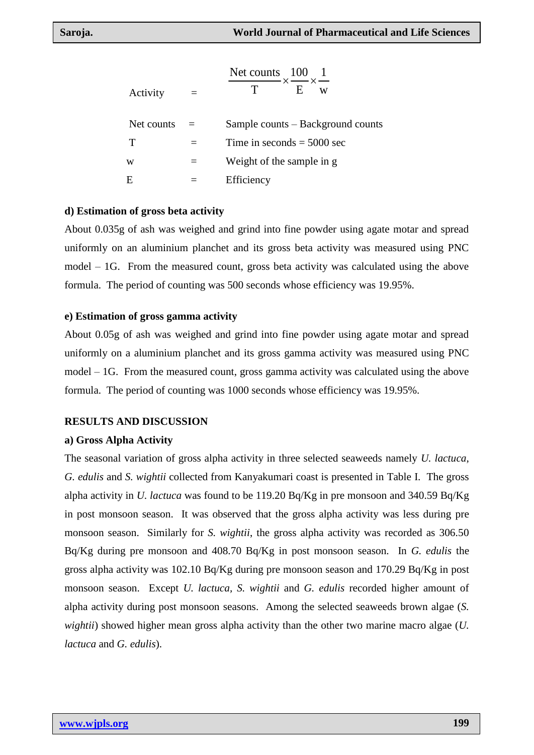$$\text{Activity} = \frac{\text{Net counts}}{T} \times \frac{100}{E} \times \frac{1}{w}$$

Net counts = Sample counts – Background counts

T = Time in seconds = 5000 sec

w = Weight of the sample in g

E = Efficiency

**d) Estimation of gross beta activity**

About 0.035g of ash was weighed and grind into fine powder using agate motar and spread uniformly on an aluminium planchet and its gross beta activity was measured using PNC model – 1G. From the measured count, gross beta activity was calculated using the above formula. The period of counting was 500 seconds whose efficiency was 19.95%.

**e) Estimation of gross gamma activity**

About 0.05g of ash was weighed and grind into fine powder using agate motar and spread uniformly on a aluminium planchet and its gross gamma activity was measured using PNC model – 1G. From the measured count, gross gamma activity was calculated using the above formula. The period of counting was 1000 seconds whose efficiency was 19.95%.

## RESULTS AND DISCUSSION

**a) Gross Alpha Activity**

The seasonal variation of gross alpha activity in three selected seaweeds namely *U. lactuca*, *G. edulis* and *S. wightii* collected from Kanyakumari coast is presented in Table I. The gross alpha activity in *U. lactuca* was found to be 119.20 Bq/Kg in pre monsoon and 340.59 Bq/Kg in post monsoon season. It was observed that the gross alpha activity was less during pre monsoon season. Similarly for *S. wightii*, the gross alpha activity was recorded as 306.50 Bq/Kg during pre monsoon and 408.70 Bq/Kg in post monsoon season. In *G. edulis* the gross alpha activity was 102.10 Bq/Kg during pre monsoon season and 170.29 Bq/Kg in post monsoon season. Except *U. lactuca*, *S. wightii* and *G. edulis* recorded higher amount of alpha activity during post monsoon seasons. Among the selected seaweeds brown algae (*S. wightii*) showed higher mean gross alpha activity than the other two marine macro algae (*U. lactuca* and *G. edulis*).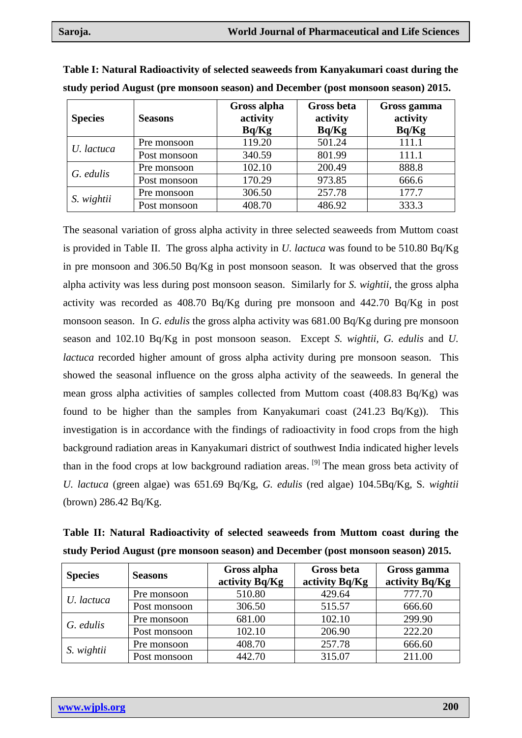**Table I: Natural Radioactivity of selected seaweeds from Kanyakumari coast during the study period August (pre monsoon season) and December (post monsoon season) 2015.**

| Species | Seasons | Gross alpha activity Bq/Kg | Gross beta activity Bq/Kg | Gross gamma activity Bq/Kg |
|---|---|---|---|---|
| *U. lactuca* | Pre monsoon | 119.20 | 501.24 | 111.1 |
| | Post monsoon | 340.59 | 801.99 | 111.1 |
| *G. edulis* | Pre monsoon | 102.10 | 200.49 | 888.8 |
| | Post monsoon | 170.29 | 973.85 | 666.6 |
| *S. wightii* | Pre monsoon | 306.50 | 257.78 | 177.7 |
| | Post monsoon | 408.70 | 486.92 | 333.3 |

The seasonal variation of gross alpha activity in three selected seaweeds from Muttom coast is provided in Table II. The gross alpha activity in *U. lactuca* was found to be 510.80 Bq/Kg in pre monsoon and 306.50 Bq/Kg in post monsoon season. It was observed that the gross alpha activity was less during post monsoon season. Similarly for *S. wightii*, the gross alpha activity was recorded as 408.70 Bq/Kg during pre monsoon and 442.70 Bq/Kg in post monsoon season. In *G. edulis* the gross alpha activity was 681.00 Bq/Kg during pre monsoon season and 102.10 Bq/Kg in post monsoon season. Except *S. wightii*, *G. edulis* and *U. lactuca* recorded higher amount of gross alpha activity during pre monsoon season. This showed the seasonal influence on the gross alpha activity of the seaweeds. In general the mean gross alpha activities of samples collected from Muttom coast (408.83 Bq/Kg) was found to be higher than the samples from Kanyakumari coast (241.23 Bq/Kg)). This investigation is in accordance with the findings of radioactivity in food crops from the high background radiation areas in Kanyakumari district of southwest India indicated higher levels than in the food crops at low background radiation areas. [9] The mean gross beta activity of *U. lactuca* (green algae) was 651.69 Bq/Kg, *G. edulis* (red algae) 104.5Bq/Kg, S. *wightii* (brown) 286.42 Bq/Kg.

**Table II: Natural Radioactivity of selected seaweeds from Muttom coast during the study Period August (pre monsoon season) and December (post monsoon season) 2015.**

| Species | Seasons | Gross alpha activity Bq/Kg | Gross beta activity Bq/Kg | Gross gamma activity Bq/Kg |
|---|---|---|---|---|
| *U. lactuca* | Pre monsoon | 510.80 | 429.64 | 777.70 |
| | Post monsoon | 306.50 | 515.57 | 666.60 |
| *G. edulis* | Pre monsoon | 681.00 | 102.10 | 299.90 |
| | Post monsoon | 102.10 | 206.90 | 222.20 |
| *S. wightii* | Pre monsoon | 408.70 | 257.78 | 666.60 |
| | Post monsoon | 442.70 | 315.07 | 211.00 |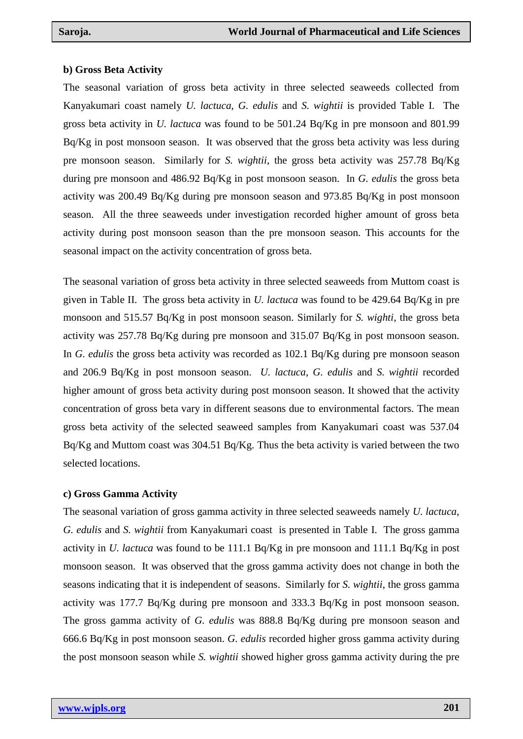**b) Gross Beta Activity**

The seasonal variation of gross beta activity in three selected seaweeds collected from Kanyakumari coast namely *U. lactuca*, *G. edulis* and *S. wightii* is provided Table I. The gross beta activity in *U. lactuca* was found to be 501.24 Bq/Kg in pre monsoon and 801.99 Bq/Kg in post monsoon season. It was observed that the gross beta activity was less during pre monsoon season. Similarly for *S. wightii*, the gross beta activity was 257.78 Bq/Kg during pre monsoon and 486.92 Bq/Kg in post monsoon season. In *G. edulis* the gross beta activity was 200.49 Bq/Kg during pre monsoon season and 973.85 Bq/Kg in post monsoon season. All the three seaweeds under investigation recorded higher amount of gross beta activity during post monsoon season than the pre monsoon season. This accounts for the seasonal impact on the activity concentration of gross beta.

The seasonal variation of gross beta activity in three selected seaweeds from Muttom coast is given in Table II. The gross beta activity in *U. lactuca* was found to be 429.64 Bq/Kg in pre monsoon and 515.57 Bq/Kg in post monsoon season. Similarly for *S. wighti*, the gross beta activity was 257.78 Bq/Kg during pre monsoon and 315.07 Bq/Kg in post monsoon season. In *G. edulis* the gross beta activity was recorded as 102.1 Bq/Kg during pre monsoon season and 206.9 Bq/Kg in post monsoon season. *U. lactuca*, *G. edulis* and *S. wightii* recorded higher amount of gross beta activity during post monsoon season. It showed that the activity concentration of gross beta vary in different seasons due to environmental factors. The mean gross beta activity of the selected seaweed samples from Kanyakumari coast was 537.04 Bq/Kg and Muttom coast was 304.51 Bq/Kg. Thus the beta activity is varied between the two selected locations.

**c) Gross Gamma Activity**

The seasonal variation of gross gamma activity in three selected seaweeds namely *U. lactuca*, *G. edulis* and *S. wightii* from Kanyakumari coast is presented in Table I. The gross gamma activity in *U. lactuca* was found to be 111.1 Bq/Kg in pre monsoon and 111.1 Bq/Kg in post monsoon season. It was observed that the gross gamma activity does not change in both the seasons indicating that it is independent of seasons. Similarly for *S. wightii*, the gross gamma activity was 177.7 Bq/Kg during pre monsoon and 333.3 Bq/Kg in post monsoon season. The gross gamma activity of *G. edulis* was 888.8 Bq/Kg during pre monsoon season and 666.6 Bq/Kg in post monsoon season. *G. edulis* recorded higher gross gamma activity during the post monsoon season while *S. wightii* showed higher gross gamma activity during the pre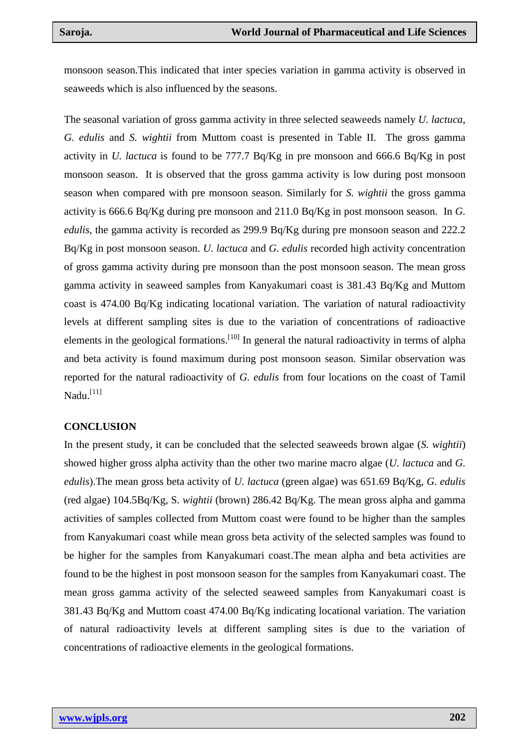monsoon season.This indicated that inter species variation in gamma activity is observed in seaweeds which is also influenced by the seasons.

The seasonal variation of gross gamma activity in three selected seaweeds namely *U. lactuca*, *G. edulis* and *S. wightii* from Muttom coast is presented in Table II. The gross gamma activity in *U. lactuca* is found to be 777.7 Bq/Kg in pre monsoon and 666.6 Bq/Kg in post monsoon season. It is observed that the gross gamma activity is low during post monsoon season when compared with pre monsoon season. Similarly for *S. wightii* the gross gamma activity is 666.6 Bq/Kg during pre monsoon and 211.0 Bq/Kg in post monsoon season. In *G. edulis*, the gamma activity is recorded as 299.9 Bq/Kg during pre monsoon season and 222.2 Bq/Kg in post monsoon season. *U. lactuca* and *G. edulis* recorded high activity concentration of gross gamma activity during pre monsoon than the post monsoon season. The mean gross gamma activity in seaweed samples from Kanyakumari coast is 381.43 Bq/Kg and Muttom coast is 474.00 Bq/Kg indicating locational variation. The variation of natural radioactivity levels at different sampling sites is due to the variation of concentrations of radioactive elements in the geological formations.[10] In general the natural radioactivity in terms of alpha and beta activity is found maximum during post monsoon season. Similar observation was reported for the natural radioactivity of *G. edulis* from four locations on the coast of Tamil Nadu.[11]

## CONCLUSION

In the present study, it can be concluded that the selected seaweeds brown algae (*S. wightii*) showed higher gross alpha activity than the other two marine macro algae (*U. lactuca* and *G. edulis*).The mean gross beta activity of *U. lactuca* (green algae) was 651.69 Bq/Kg, *G. edulis* (red algae) 104.5Bq/Kg, S. *wightii* (brown) 286.42 Bq/Kg. The mean gross alpha and gamma activities of samples collected from Muttom coast were found to be higher than the samples from Kanyakumari coast while mean gross beta activity of the selected samples was found to be higher for the samples from Kanyakumari coast.The mean alpha and beta activities are found to be the highest in post monsoon season for the samples from Kanyakumari coast. The mean gross gamma activity of the selected seaweed samples from Kanyakumari coast is 381.43 Bq/Kg and Muttom coast 474.00 Bq/Kg indicating locational variation. The variation of natural radioactivity levels at different sampling sites is due to the variation of concentrations of radioactive elements in the geological formations.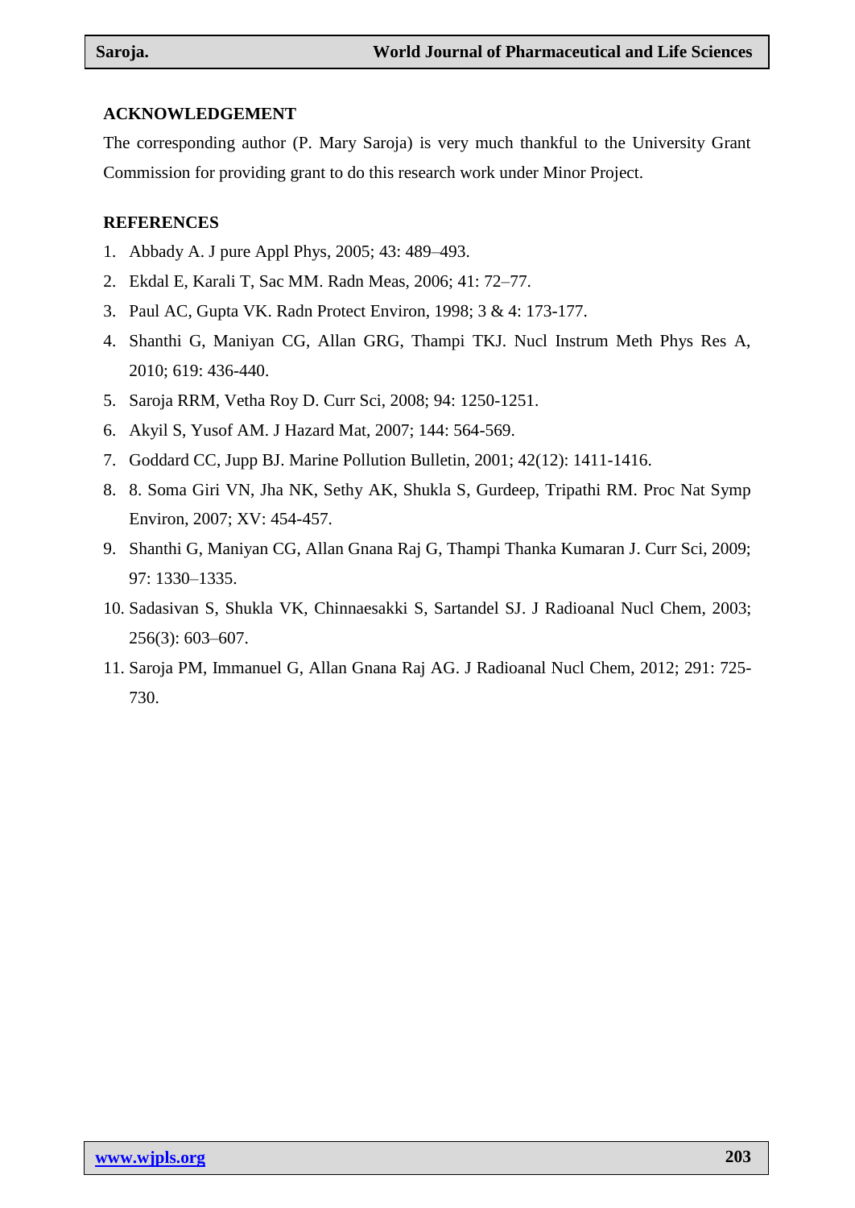## ACKNOWLEDGEMENT

The corresponding author (P. Mary Saroja) is very much thankful to the University Grant Commission for providing grant to do this research work under Minor Project.

## REFERENCES

1. Abbady A. J pure Appl Phys, 2005; 43: 489–493.
2. Ekdal E, Karali T, Sac MM. Radn Meas, 2006; 41: 72–77.
3. Paul AC, Gupta VK. Radn Protect Environ, 1998; 3 & 4: 173-177.
4. Shanthi G, Maniyan CG, Allan GRG, Thampi TKJ. Nucl Instrum Meth Phys Res A, 2010; 619: 436-440.
5. Saroja RRM, Vetha Roy D. Curr Sci, 2008; 94: 1250-1251.
6. Akyil S, Yusof AM. J Hazard Mat, 2007; 144: 564-569.
7. Goddard CC, Jupp BJ. Marine Pollution Bulletin, 2001; 42(12): 1411-1416.
8. 8. Soma Giri VN, Jha NK, Sethy AK, Shukla S, Gurdeep, Tripathi RM. Proc Nat Symp Environ, 2007; XV: 454-457.
9. Shanthi G, Maniyan CG, Allan Gnana Raj G, Thampi Thanka Kumaran J. Curr Sci, 2009; 97: 1330–1335.
10. Sadasivan S, Shukla VK, Chinnaesakki S, Sartandel SJ. J Radioanal Nucl Chem, 2003; 256(3): 603–607.
11. Saroja PM, Immanuel G, Allan Gnana Raj AG. J Radioanal Nucl Chem, 2012; 291: 725-730.